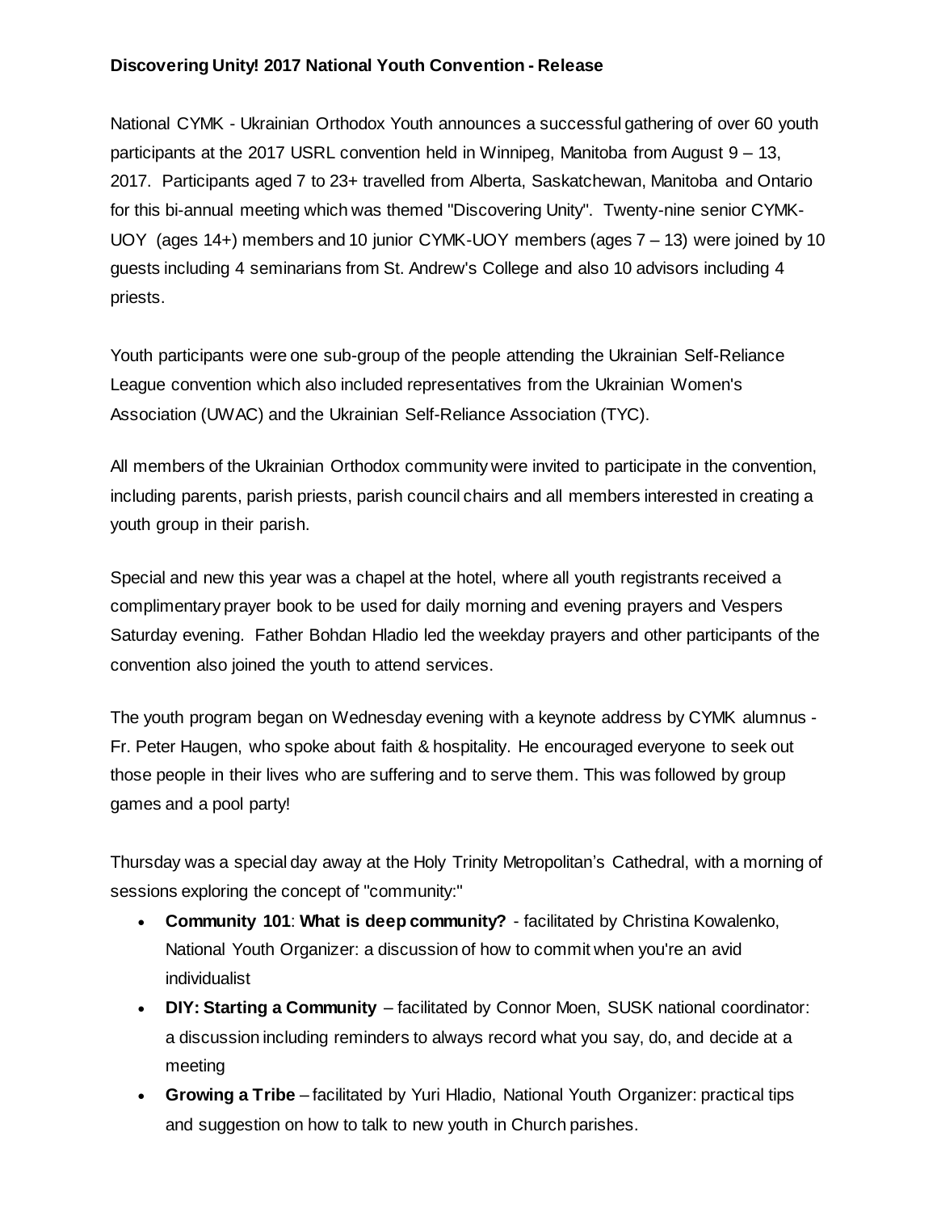**Discovering Unity! 2017 National Youth Convention - Release**

National CYMK - Ukrainian Orthodox Youth announces a successful gathering of over 60 youth participants at the 2017 USRL convention held in Winnipeg, Manitoba from August 9 – 13, 2017. Participants aged 7 to 23+ travelled from Alberta, Saskatchewan, Manitoba and Ontario for this bi-annual meeting which was themed "Discovering Unity". Twenty-nine senior CYMK-UOY (ages 14+) members and 10 junior CYMK-UOY members (ages 7 – 13) were joined by 10 guests including 4 seminarians from St. Andrew's College and also 10 advisors including 4 priests.

Youth participants were one sub-group of the people attending the Ukrainian Self-Reliance League convention which also included representatives from the Ukrainian Women's Association (UWAC) and the Ukrainian Self-Reliance Association (TYC).

All members of the Ukrainian Orthodox community were invited to participate in the convention, including parents, parish priests, parish council chairs and all members interested in creating a youth group in their parish.

Special and new this year was a chapel at the hotel, where all youth registrants received a complimentary prayer book to be used for daily morning and evening prayers and Vespers Saturday evening. Father Bohdan Hladio led the weekday prayers and other participants of the convention also joined the youth to attend services.

The youth program began on Wednesday evening with a keynote address by CYMK alumnus - Fr. Peter Haugen, who spoke about faith & hospitality. He encouraged everyone to seek out those people in their lives who are suffering and to serve them. This was followed by group games and a pool party!

Thursday was a special day away at the Holy Trinity Metropolitan's Cathedral, with a morning of sessions exploring the concept of "community:"

- **Community 101**: **What is deep community?** - facilitated by Christina Kowalenko, National Youth Organizer: a discussion of how to commit when you're an avid individualist
- **DIY: Starting a Community** – facilitated by Connor Moen, SUSK national coordinator: a discussion including reminders to always record what you say, do, and decide at a meeting
- **Growing a Tribe** – facilitated by Yuri Hladio, National Youth Organizer: practical tips and suggestion on how to talk to new youth in Church parishes.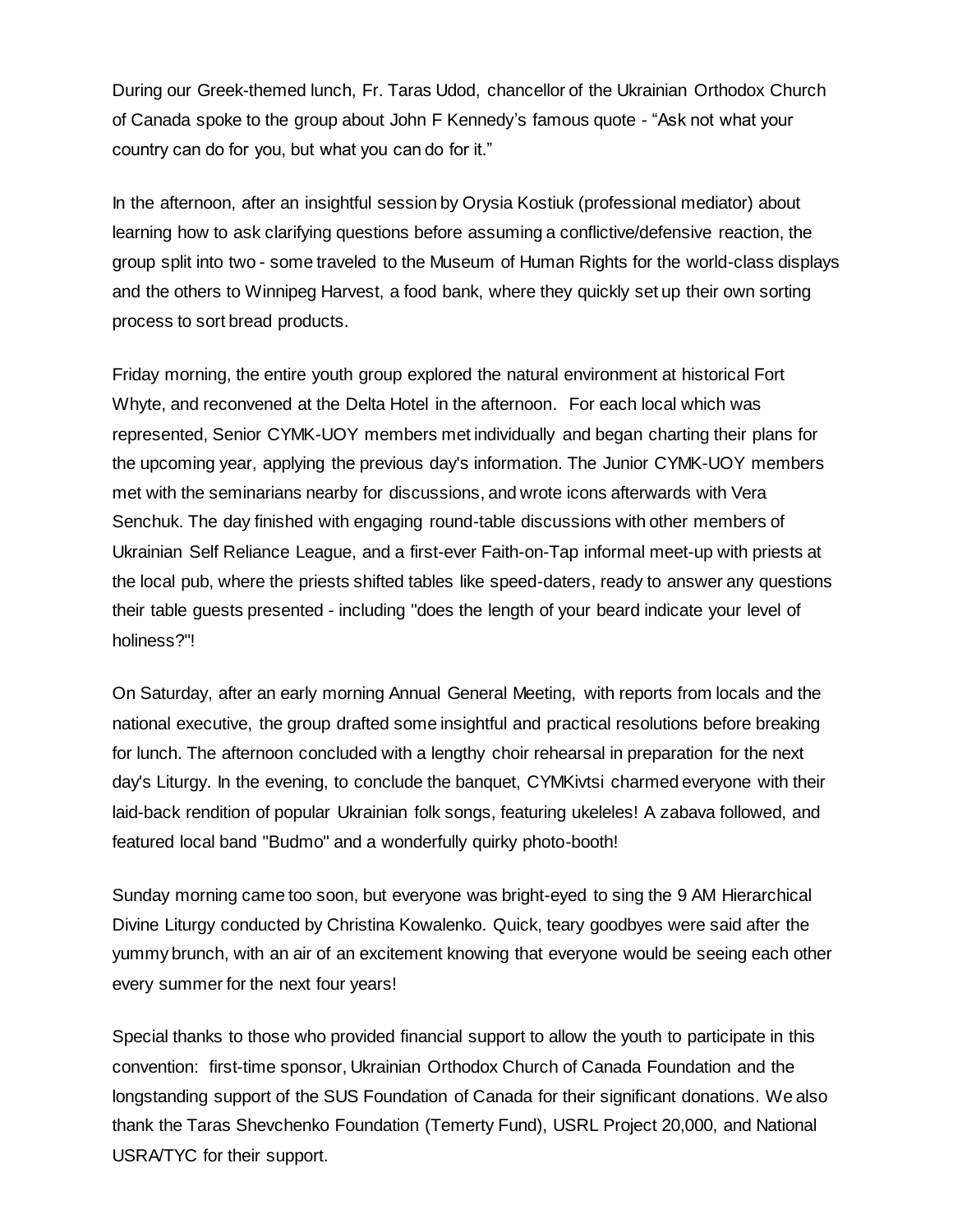During our Greek-themed lunch, Fr. Taras Udod, chancellor of the Ukrainian Orthodox Church of Canada spoke to the group about John F Kennedy's famous quote - "Ask not what your country can do for you, but what you can do for it."

In the afternoon, after an insightful session by Orysia Kostiuk (professional mediator) about learning how to ask clarifying questions before assuming a conflictive/defensive reaction, the group split into two - some traveled to the Museum of Human Rights for the world-class displays and the others to Winnipeg Harvest, a food bank, where they quickly set up their own sorting process to sort bread products.

Friday morning, the entire youth group explored the natural environment at historical Fort Whyte, and reconvened at the Delta Hotel in the afternoon. For each local which was represented, Senior CYMK-UOY members met individually and began charting their plans for the upcoming year, applying the previous day's information. The Junior CYMK-UOY members met with the seminarians nearby for discussions, and wrote icons afterwards with Vera Senchuk. The day finished with engaging round-table discussions with other members of Ukrainian Self Reliance League, and a first-ever Faith-on-Tap informal meet-up with priests at the local pub, where the priests shifted tables like speed-daters, ready to answer any questions their table guests presented - including "does the length of your beard indicate your level of holiness?"!

On Saturday, after an early morning Annual General Meeting, with reports from locals and the national executive, the group drafted some insightful and practical resolutions before breaking for lunch. The afternoon concluded with a lengthy choir rehearsal in preparation for the next day's Liturgy. In the evening, to conclude the banquet, CYMKivtsi charmed everyone with their laid-back rendition of popular Ukrainian folk songs, featuring ukeleles! A zabava followed, and featured local band "Budmo" and a wonderfully quirky photo-booth!

Sunday morning came too soon, but everyone was bright-eyed to sing the 9 AM Hierarchical Divine Liturgy conducted by Christina Kowalenko. Quick, teary goodbyes were said after the yummy brunch, with an air of an excitement knowing that everyone would be seeing each other every summer for the next four years!

Special thanks to those who provided financial support to allow the youth to participate in this convention: first-time sponsor, Ukrainian Orthodox Church of Canada Foundation and the longstanding support of the SUS Foundation of Canada for their significant donations. We also thank the Taras Shevchenko Foundation (Temerty Fund), USRL Project 20,000, and National USRA/TYC for their support.